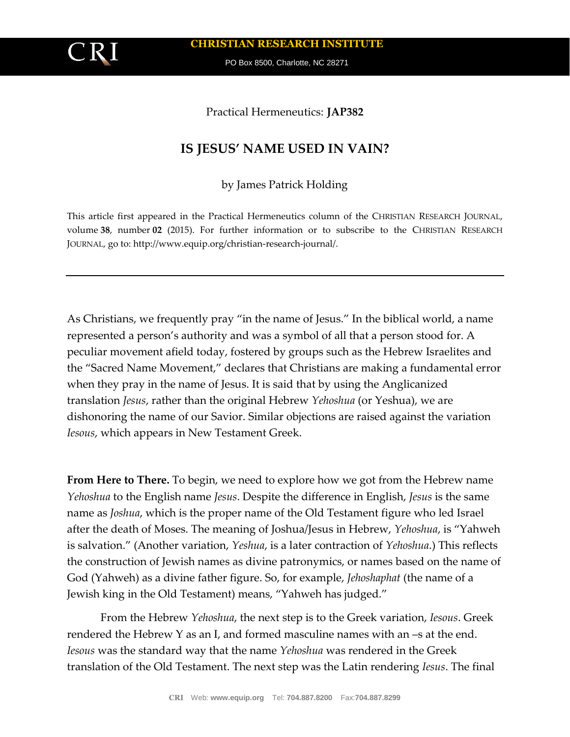Practical Hermeneutics: **JAP382**

# IS JESUS' NAME USED IN VAIN?

by James Patrick Holding

This article first appeared in the Practical Hermeneutics column of the CHRISTIAN RESEARCH JOURNAL, volume **38**, number **02** (2015). For further information or to subscribe to the CHRISTIAN RESEARCH JOURNAL, go to: http://www.equip.org/christian-research-journal/.

---

As Christians, we frequently pray "in the name of Jesus." In the biblical world, a name represented a person's authority and was a symbol of all that a person stood for. A peculiar movement afield today, fostered by groups such as the Hebrew Israelites and the "Sacred Name Movement," declares that Christians are making a fundamental error when they pray in the name of Jesus. It is said that by using the Anglicanized translation *Jesus*, rather than the original Hebrew *Yehoshua* (or Yeshua), we are dishonoring the name of our Savior. Similar objections are raised against the variation *Iesous*, which appears in New Testament Greek.

**From Here to There.** To begin, we need to explore how we got from the Hebrew name *Yehoshua* to the English name *Jesus*. Despite the difference in English, *Jesus* is the same name as *Joshua*, which is the proper name of the Old Testament figure who led Israel after the death of Moses. The meaning of Joshua/Jesus in Hebrew, *Yehoshua*, is "Yahweh is salvation." (Another variation, *Yeshua*, is a later contraction of *Yehoshua*.) This reflects the construction of Jewish names as divine patronymics, or names based on the name of God (Yahweh) as a divine father figure. So, for example, *Jehoshaphat* (the name of a Jewish king in the Old Testament) means, "Yahweh has judged."

From the Hebrew *Yehoshua*, the next step is to the Greek variation, *Iesous*. Greek rendered the Hebrew Y as an I, and formed masculine names with an –s at the end. *Iesous* was the standard way that the name *Yehoshua* was rendered in the Greek translation of the Old Testament. The next step was the Latin rendering *Iesus*. The final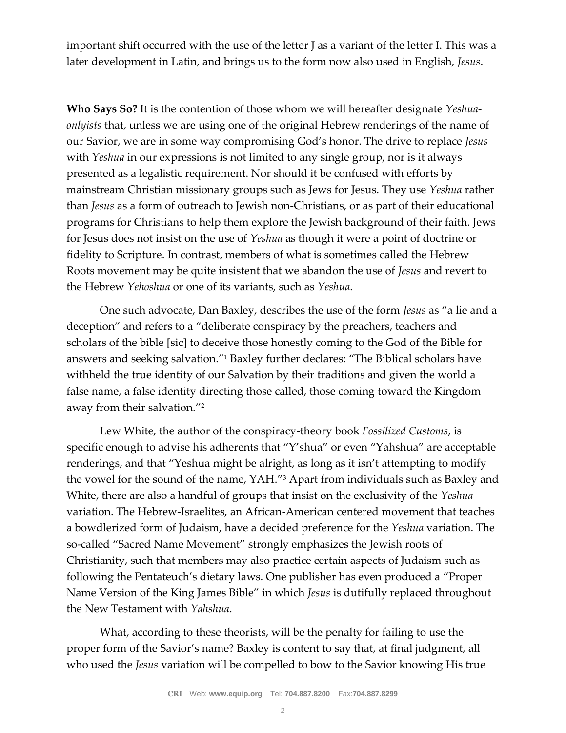important shift occurred with the use of the letter J as a variant of the letter I. This was a later development in Latin, and brings us to the form now also used in English, *Jesus*.

**Who Says So?** It is the contention of those whom we will hereafter designate *Yeshua-onlyists* that, unless we are using one of the original Hebrew renderings of the name of our Savior, we are in some way compromising God's honor. The drive to replace *Jesus* with *Yeshua* in our expressions is not limited to any single group, nor is it always presented as a legalistic requirement. Nor should it be confused with efforts by mainstream Christian missionary groups such as Jews for Jesus. They use *Yeshua* rather than *Jesus* as a form of outreach to Jewish non-Christians, or as part of their educational programs for Christians to help them explore the Jewish background of their faith. Jews for Jesus does not insist on the use of *Yeshua* as though it were a point of doctrine or fidelity to Scripture. In contrast, members of what is sometimes called the Hebrew Roots movement may be quite insistent that we abandon the use of *Jesus* and revert to the Hebrew *Yehoshua* or one of its variants, such as *Yeshua*.

One such advocate, Dan Baxley, describes the use of the form *Jesus* as "a lie and a deception" and refers to a "deliberate conspiracy by the preachers, teachers and scholars of the bible [sic] to deceive those honestly coming to the God of the Bible for answers and seeking salvation."[1] Baxley further declares: "The Biblical scholars have withheld the true identity of our Salvation by their traditions and given the world a false name, a false identity directing those called, those coming toward the Kingdom away from their salvation."[2]

Lew White, the author of the conspiracy-theory book *Fossilized Customs*, is specific enough to advise his adherents that "Y'shua" or even "Yahshua" are acceptable renderings, and that "Yeshua might be alright, as long as it isn't attempting to modify the vowel for the sound of the name, YAH."[3] Apart from individuals such as Baxley and White, there are also a handful of groups that insist on the exclusivity of the *Yeshua* variation. The Hebrew-Israelites, an African-American centered movement that teaches a bowdlerized form of Judaism, have a decided preference for the *Yeshua* variation. The so-called "Sacred Name Movement" strongly emphasizes the Jewish roots of Christianity, such that members may also practice certain aspects of Judaism such as following the Pentateuch's dietary laws. One publisher has even produced a "Proper Name Version of the King James Bible" in which *Jesus* is dutifully replaced throughout the New Testament with *Yahshua*.

What, according to these theorists, will be the penalty for failing to use the proper form of the Savior's name? Baxley is content to say that, at final judgment, all who used the *Jesus* variation will be compelled to bow to the Savior knowing His true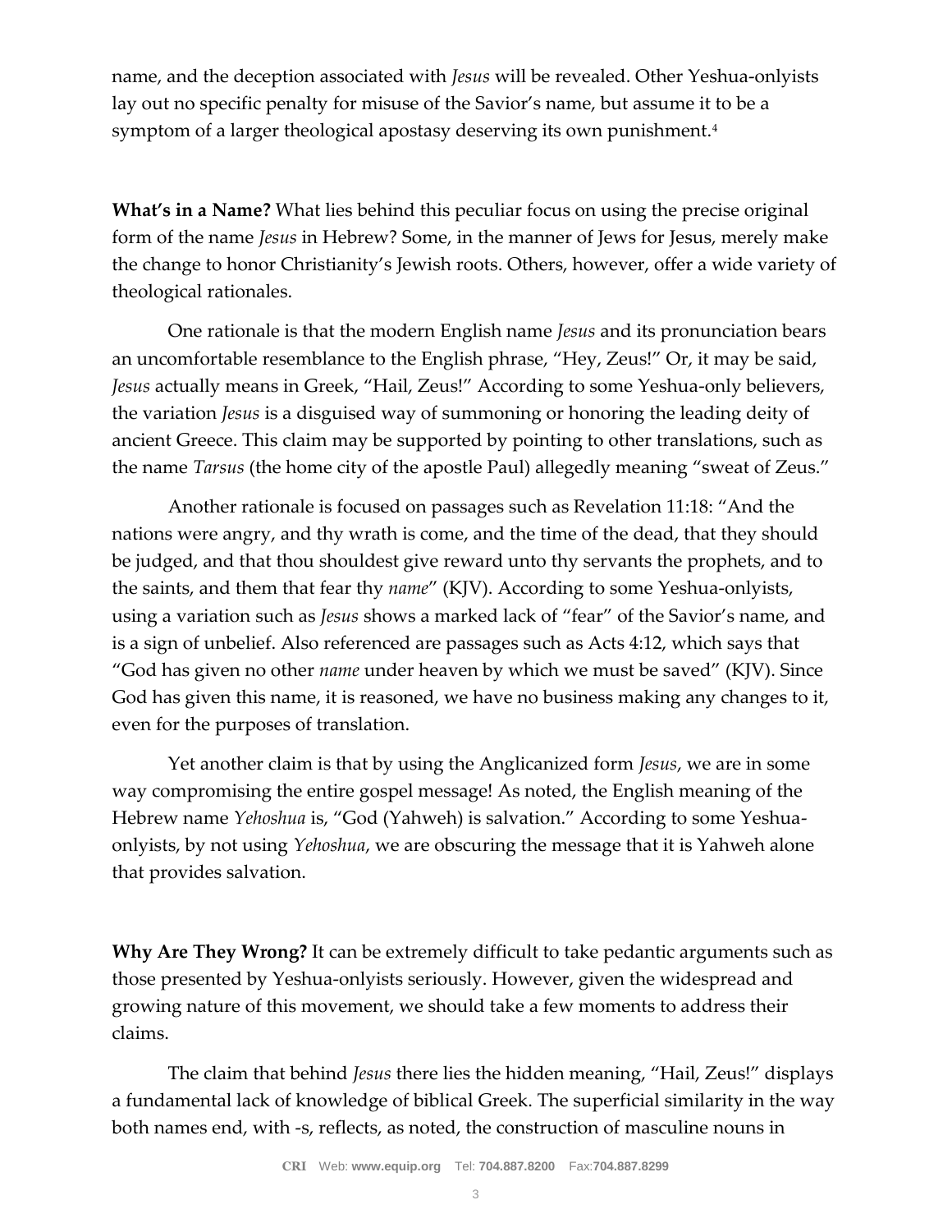name, and the deception associated with *Jesus* will be revealed. Other Yeshua-onlyists lay out no specific penalty for misuse of the Savior's name, but assume it to be a symptom of a larger theological apostasy deserving its own punishment.[4]

**What's in a Name?** What lies behind this peculiar focus on using the precise original form of the name *Jesus* in Hebrew? Some, in the manner of Jews for Jesus, merely make the change to honor Christianity's Jewish roots. Others, however, offer a wide variety of theological rationales.

One rationale is that the modern English name *Jesus* and its pronunciation bears an uncomfortable resemblance to the English phrase, "Hey, Zeus!" Or, it may be said, *Jesus* actually means in Greek, "Hail, Zeus!" According to some Yeshua-only believers, the variation *Jesus* is a disguised way of summoning or honoring the leading deity of ancient Greece. This claim may be supported by pointing to other translations, such as the name *Tarsus* (the home city of the apostle Paul) allegedly meaning "sweat of Zeus."

Another rationale is focused on passages such as Revelation 11:18: "And the nations were angry, and thy wrath is come, and the time of the dead, that they should be judged, and that thou shouldest give reward unto thy servants the prophets, and to the saints, and them that fear thy *name*" (KJV). According to some Yeshua-onlyists, using a variation such as *Jesus* shows a marked lack of "fear" of the Savior's name, and is a sign of unbelief. Also referenced are passages such as Acts 4:12, which says that "God has given no other *name* under heaven by which we must be saved" (KJV). Since God has given this name, it is reasoned, we have no business making any changes to it, even for the purposes of translation.

Yet another claim is that by using the Anglicanized form *Jesus*, we are in some way compromising the entire gospel message! As noted, the English meaning of the Hebrew name *Yehoshua* is, "God (Yahweh) is salvation." According to some Yeshua-onlyists, by not using *Yehoshua*, we are obscuring the message that it is Yahweh alone that provides salvation.

**Why Are They Wrong?** It can be extremely difficult to take pedantic arguments such as those presented by Yeshua-onlyists seriously. However, given the widespread and growing nature of this movement, we should take a few moments to address their claims.

The claim that behind *Jesus* there lies the hidden meaning, "Hail, Zeus!" displays a fundamental lack of knowledge of biblical Greek. The superficial similarity in the way both names end, with -s, reflects, as noted, the construction of masculine nouns in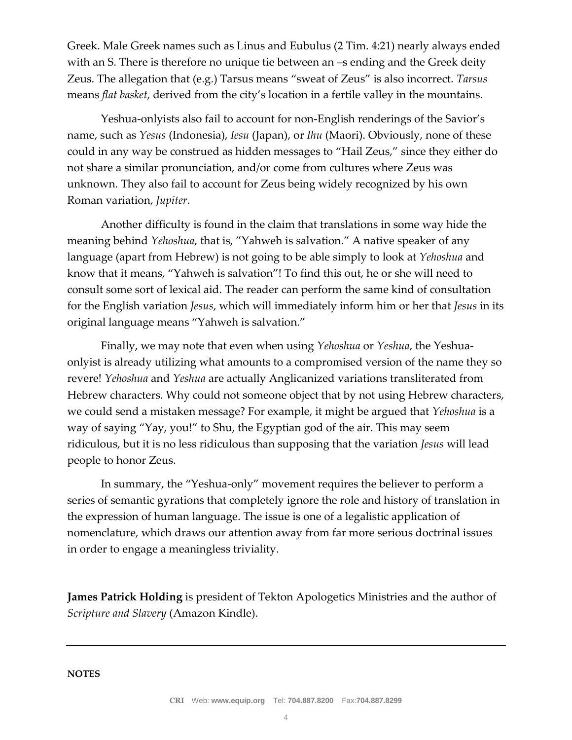Greek. Male Greek names such as Linus and Eubulus (2 Tim. 4:21) nearly always ended with an S. There is therefore no unique tie between an –s ending and the Greek deity Zeus. The allegation that (e.g.) Tarsus means "sweat of Zeus" is also incorrect. *Tarsus* means *flat basket*, derived from the city's location in a fertile valley in the mountains.

Yeshua-onlyists also fail to account for non-English renderings of the Savior's name, such as *Yesus* (Indonesia), *Iesu* (Japan), or *Ihu* (Maori). Obviously, none of these could in any way be construed as hidden messages to "Hail Zeus," since they either do not share a similar pronunciation, and/or come from cultures where Zeus was unknown. They also fail to account for Zeus being widely recognized by his own Roman variation, *Jupiter*.

Another difficulty is found in the claim that translations in some way hide the meaning behind *Yehoshua*, that is, "Yahweh is salvation." A native speaker of any language (apart from Hebrew) is not going to be able simply to look at *Yehoshua* and know that it means, "Yahweh is salvation"! To find this out, he or she will need to consult some sort of lexical aid. The reader can perform the same kind of consultation for the English variation *Jesus*, which will immediately inform him or her that *Jesus* in its original language means "Yahweh is salvation."

Finally, we may note that even when using *Yehoshua* or *Yeshua*, the Yeshua-onlyist is already utilizing what amounts to a compromised version of the name they so revere! *Yehoshua* and *Yeshua* are actually Anglicanized variations transliterated from Hebrew characters. Why could not someone object that by not using Hebrew characters, we could send a mistaken message? For example, it might be argued that *Yehoshua* is a way of saying "Yay, you!" to Shu, the Egyptian god of the air. This may seem ridiculous, but it is no less ridiculous than supposing that the variation *Jesus* will lead people to honor Zeus.

In summary, the "Yeshua-only" movement requires the believer to perform a series of semantic gyrations that completely ignore the role and history of translation in the expression of human language. The issue is one of a legalistic application of nomenclature, which draws our attention away from far more serious doctrinal issues in order to engage a meaningless triviality.

**James Patrick Holding** is president of Tekton Apologetics Ministries and the author of *Scripture and Slavery* (Amazon Kindle).

---

**NOTES**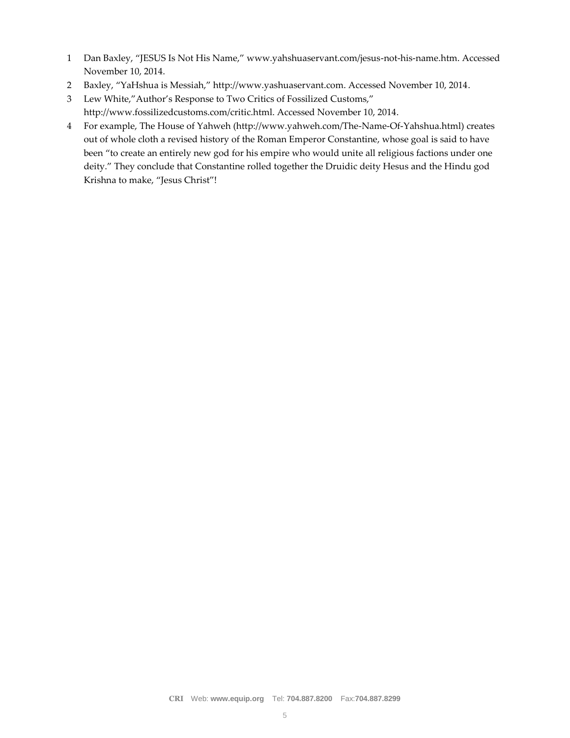1 Dan Baxley, "JESUS Is Not His Name," www.yahshuaservant.com/jesus-not-his-name.htm. Accessed November 10, 2014.

2 Baxley, "YaHshua is Messiah," http://www.yashuaservant.com. Accessed November 10, 2014.

3 Lew White,"Author's Response to Two Critics of Fossilized Customs," http://www.fossilizedcustoms.com/critic.html. Accessed November 10, 2014.

4 For example, The House of Yahweh (http://www.yahweh.com/The-Name-Of-Yahshua.html) creates out of whole cloth a revised history of the Roman Emperor Constantine, whose goal is said to have been "to create an entirely new god for his empire who would unite all religious factions under one deity." They conclude that Constantine rolled together the Druidic deity Hesus and the Hindu god Krishna to make, "Jesus Christ"!

**CRI** Web: **www.equip.org** Tel: **704.887.8200** Fax:**704.887.8299**